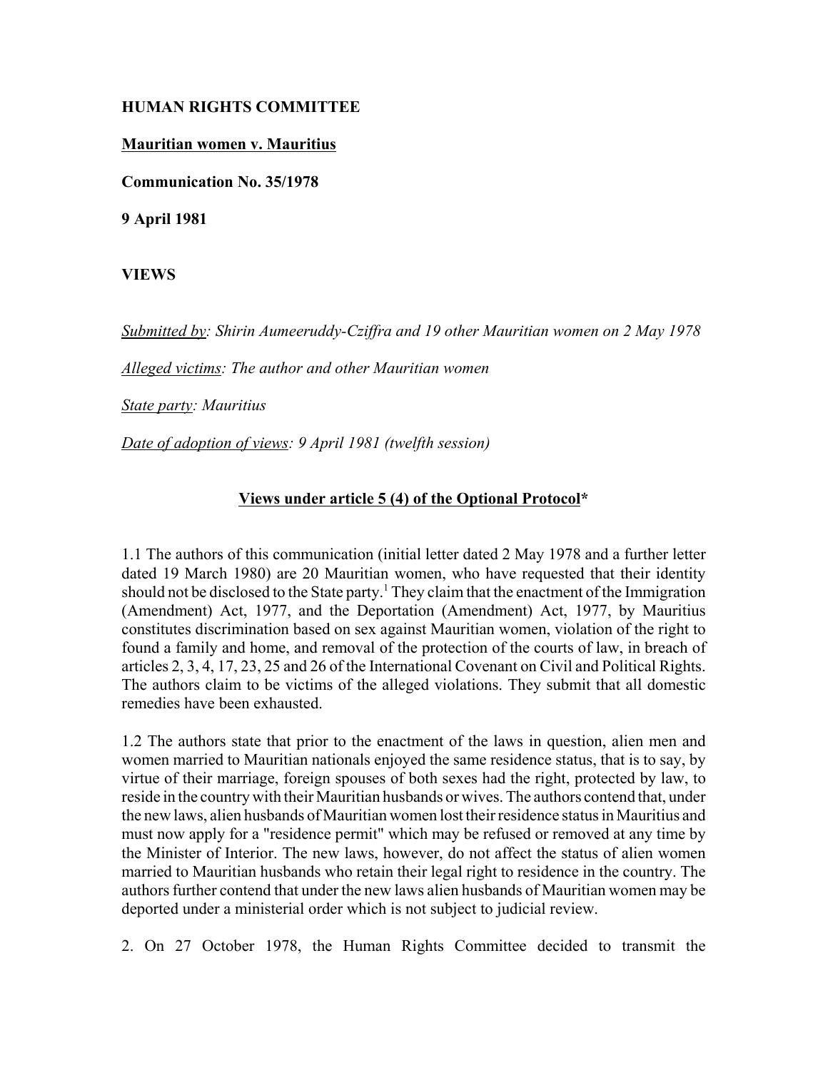**HUMAN RIGHTS COMMITTEE**

**Mauritian women v. Mauritius**

**Communication No. 35/1978**

**9 April 1981**

**VIEWS**

*Submitted by: Shirin Aumeeruddy-Cziffra and 19 other Mauritian women on 2 May 1978*

*Alleged victims: The author and other Mauritian women*

*State party: Mauritius*

*Date of adoption of views: 9 April 1981 (twelfth session)*

**Views under article 5 (4) of the Optional Protocol***

1.1 The authors of this communication (initial letter dated 2 May 1978 and a further letter dated 19 March 1980) are 20 Mauritian women, who have requested that their identity should not be disclosed to the State party.[1] They claim that the enactment of the Immigration (Amendment) Act, 1977, and the Deportation (Amendment) Act, 1977, by Mauritius constitutes discrimination based on sex against Mauritian women, violation of the right to found a family and home, and removal of the protection of the courts of law, in breach of articles 2, 3, 4, 17, 23, 25 and 26 of the International Covenant on Civil and Political Rights. The authors claim to be victims of the alleged violations. They submit that all domestic remedies have been exhausted.

1.2 The authors state that prior to the enactment of the laws in question, alien men and women married to Mauritian nationals enjoyed the same residence status, that is to say, by virtue of their marriage, foreign spouses of both sexes had the right, protected by law, to reside in the country with their Mauritian husbands or wives. The authors contend that, under the new laws, alien husbands of Mauritian women lost their residence status in Mauritius and must now apply for a "residence permit" which may be refused or removed at any time by the Minister of Interior. The new laws, however, do not affect the status of alien women married to Mauritian husbands who retain their legal right to residence in the country. The authors further contend that under the new laws alien husbands of Mauritian women may be deported under a ministerial order which is not subject to judicial review.

2. On 27 October 1978, the Human Rights Committee decided to transmit the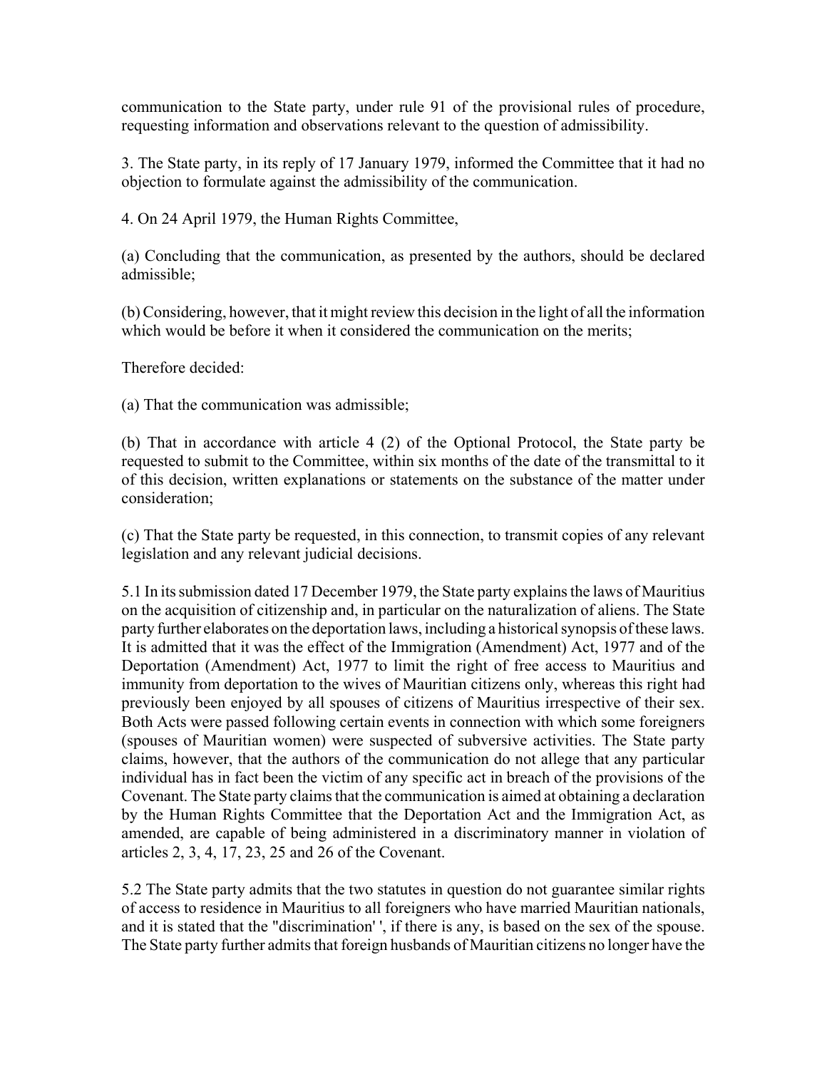communication to the State party, under rule 91 of the provisional rules of procedure, requesting information and observations relevant to the question of admissibility.

3. The State party, in its reply of 17 January 1979, informed the Committee that it had no objection to formulate against the admissibility of the communication.

4. On 24 April 1979, the Human Rights Committee,

(a) Concluding that the communication, as presented by the authors, should be declared admissible;

(b) Considering, however, that it might review this decision in the light of all the information which would be before it when it considered the communication on the merits;

Therefore decided:

(a) That the communication was admissible;

(b) That in accordance with article 4 (2) of the Optional Protocol, the State party be requested to submit to the Committee, within six months of the date of the transmittal to it of this decision, written explanations or statements on the substance of the matter under consideration;

(c) That the State party be requested, in this connection, to transmit copies of any relevant legislation and any relevant judicial decisions.

5.1 In its submission dated 17 December 1979, the State party explains the laws of Mauritius on the acquisition of citizenship and, in particular on the naturalization of aliens. The State party further elaborates on the deportation laws, including a historical synopsis of these laws. It is admitted that it was the effect of the Immigration (Amendment) Act, 1977 and of the Deportation (Amendment) Act, 1977 to limit the right of free access to Mauritius and immunity from deportation to the wives of Mauritian citizens only, whereas this right had previously been enjoyed by all spouses of citizens of Mauritius irrespective of their sex. Both Acts were passed following certain events in connection with which some foreigners (spouses of Mauritian women) were suspected of subversive activities. The State party claims, however, that the authors of the communication do not allege that any particular individual has in fact been the victim of any specific act in breach of the provisions of the Covenant. The State party claims that the communication is aimed at obtaining a declaration by the Human Rights Committee that the Deportation Act and the Immigration Act, as amended, are capable of being administered in a discriminatory manner in violation of articles 2, 3, 4, 17, 23, 25 and 26 of the Covenant.

5.2 The State party admits that the two statutes in question do not guarantee similar rights of access to residence in Mauritius to all foreigners who have married Mauritian nationals, and it is stated that the "discrimination' ', if there is any, is based on the sex of the spouse. The State party further admits that foreign husbands of Mauritian citizens no longer have the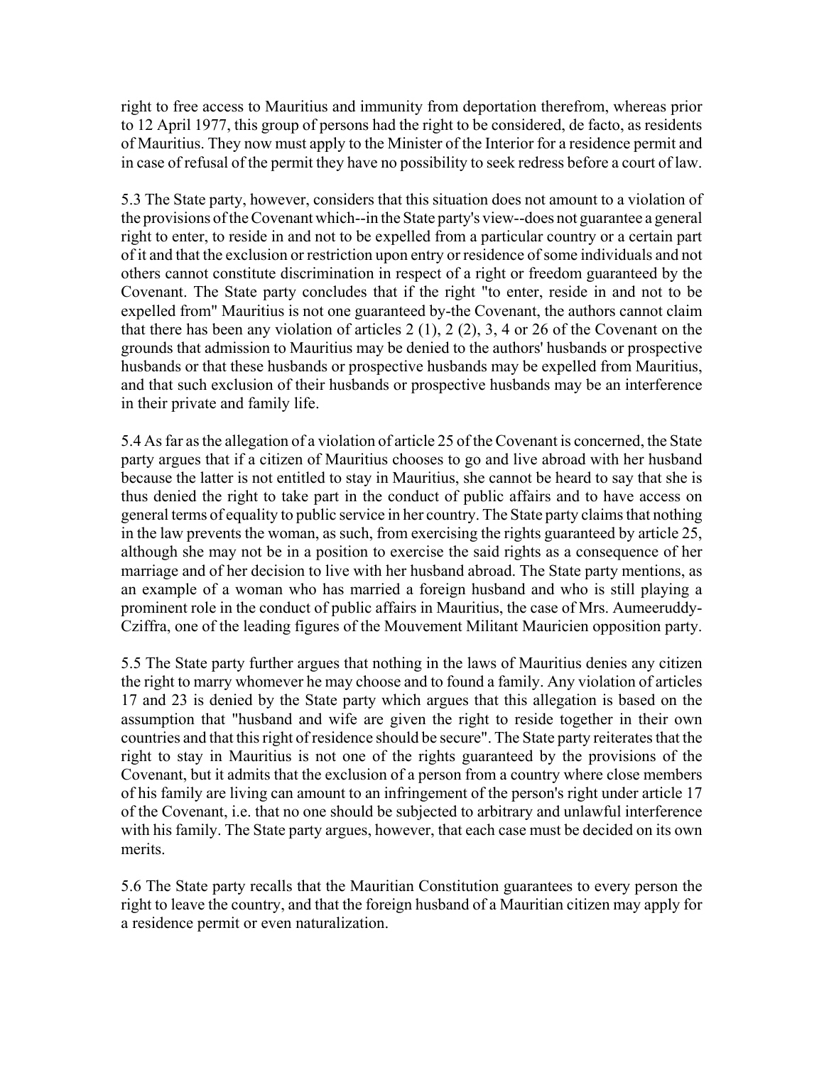right to free access to Mauritius and immunity from deportation therefrom, whereas prior to 12 April 1977, this group of persons had the right to be considered, de facto, as residents of Mauritius. They now must apply to the Minister of the Interior for a residence permit and in case of refusal of the permit they have no possibility to seek redress before a court of law.

5.3 The State party, however, considers that this situation does not amount to a violation of the provisions of the Covenant which--in the State party's view--does not guarantee a general right to enter, to reside in and not to be expelled from a particular country or a certain part of it and that the exclusion or restriction upon entry or residence of some individuals and not others cannot constitute discrimination in respect of a right or freedom guaranteed by the Covenant. The State party concludes that if the right "to enter, reside in and not to be expelled from" Mauritius is not one guaranteed by-the Covenant, the authors cannot claim that there has been any violation of articles 2 (1), 2 (2), 3, 4 or 26 of the Covenant on the grounds that admission to Mauritius may be denied to the authors' husbands or prospective husbands or that these husbands or prospective husbands may be expelled from Mauritius, and that such exclusion of their husbands or prospective husbands may be an interference in their private and family life.

5.4 As far as the allegation of a violation of article 25 of the Covenant is concerned, the State party argues that if a citizen of Mauritius chooses to go and live abroad with her husband because the latter is not entitled to stay in Mauritius, she cannot be heard to say that she is thus denied the right to take part in the conduct of public affairs and to have access on general terms of equality to public service in her country. The State party claims that nothing in the law prevents the woman, as such, from exercising the rights guaranteed by article 25, although she may not be in a position to exercise the said rights as a consequence of her marriage and of her decision to live with her husband abroad. The State party mentions, as an example of a woman who has married a foreign husband and who is still playing a prominent role in the conduct of public affairs in Mauritius, the case of Mrs. Aumeeruddy-Cziffra, one of the leading figures of the Mouvement Militant Mauricien opposition party.

5.5 The State party further argues that nothing in the laws of Mauritius denies any citizen the right to marry whomever he may choose and to found a family. Any violation of articles 17 and 23 is denied by the State party which argues that this allegation is based on the assumption that "husband and wife are given the right to reside together in their own countries and that this right of residence should be secure". The State party reiterates that the right to stay in Mauritius is not one of the rights guaranteed by the provisions of the Covenant, but it admits that the exclusion of a person from a country where close members of his family are living can amount to an infringement of the person's right under article 17 of the Covenant, i.e. that no one should be subjected to arbitrary and unlawful interference with his family. The State party argues, however, that each case must be decided on its own merits.

5.6 The State party recalls that the Mauritian Constitution guarantees to every person the right to leave the country, and that the foreign husband of a Mauritian citizen may apply for a residence permit or even naturalization.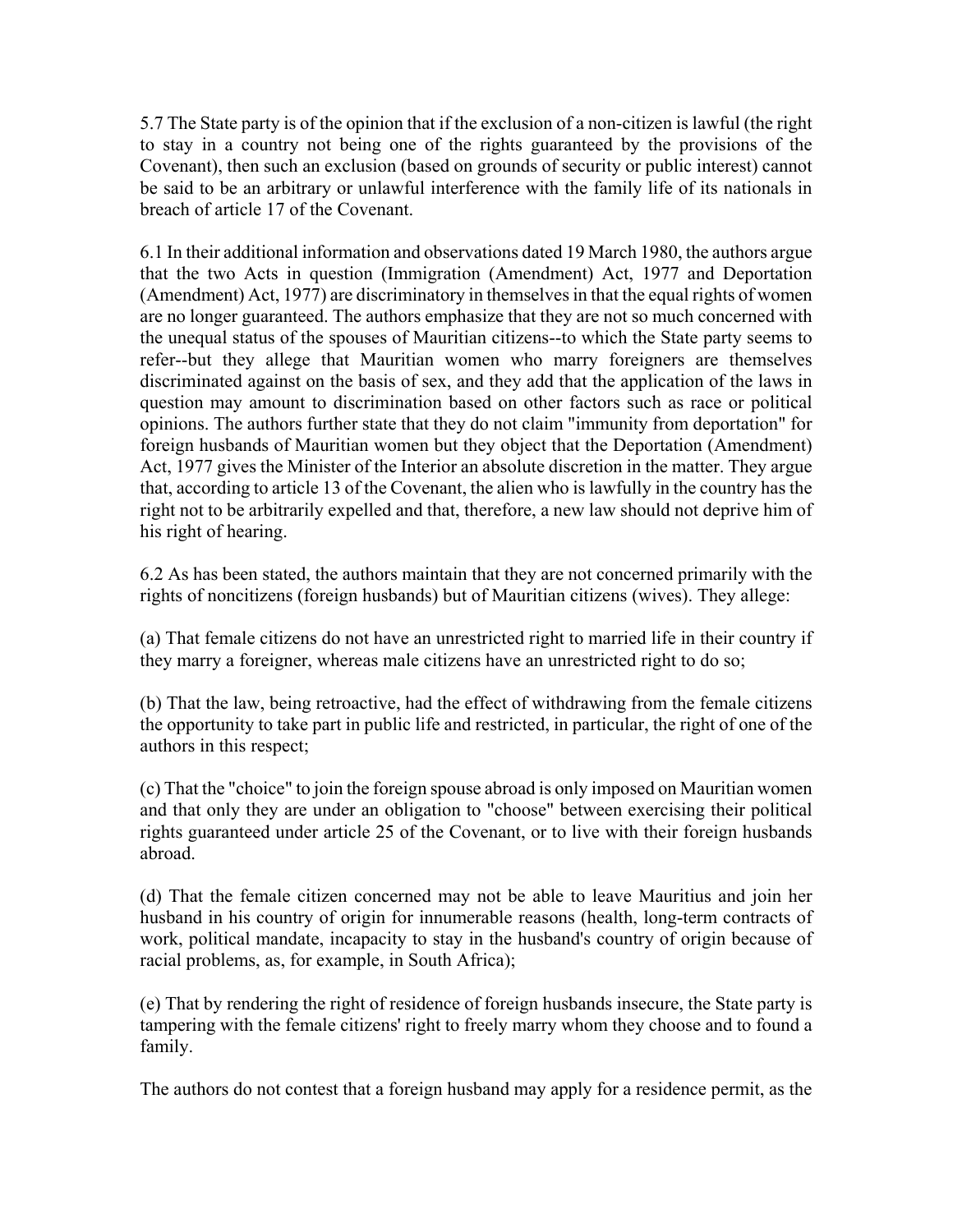5.7 The State party is of the opinion that if the exclusion of a non-citizen is lawful (the right to stay in a country not being one of the rights guaranteed by the provisions of the Covenant), then such an exclusion (based on grounds of security or public interest) cannot be said to be an arbitrary or unlawful interference with the family life of its nationals in breach of article 17 of the Covenant.

6.1 In their additional information and observations dated 19 March 1980, the authors argue that the two Acts in question (Immigration (Amendment) Act, 1977 and Deportation (Amendment) Act, 1977) are discriminatory in themselves in that the equal rights of women are no longer guaranteed. The authors emphasize that they are not so much concerned with the unequal status of the spouses of Mauritian citizens--to which the State party seems to refer--but they allege that Mauritian women who marry foreigners are themselves discriminated against on the basis of sex, and they add that the application of the laws in question may amount to discrimination based on other factors such as race or political opinions. The authors further state that they do not claim "immunity from deportation" for foreign husbands of Mauritian women but they object that the Deportation (Amendment) Act, 1977 gives the Minister of the Interior an absolute discretion in the matter. They argue that, according to article 13 of the Covenant, the alien who is lawfully in the country has the right not to be arbitrarily expelled and that, therefore, a new law should not deprive him of his right of hearing.

6.2 As has been stated, the authors maintain that they are not concerned primarily with the rights of noncitizens (foreign husbands) but of Mauritian citizens (wives). They allege:

(a) That female citizens do not have an unrestricted right to married life in their country if they marry a foreigner, whereas male citizens have an unrestricted right to do so;

(b) That the law, being retroactive, had the effect of withdrawing from the female citizens the opportunity to take part in public life and restricted, in particular, the right of one of the authors in this respect;

(c) That the "choice" to join the foreign spouse abroad is only imposed on Mauritian women and that only they are under an obligation to "choose" between exercising their political rights guaranteed under article 25 of the Covenant, or to live with their foreign husbands abroad.

(d) That the female citizen concerned may not be able to leave Mauritius and join her husband in his country of origin for innumerable reasons (health, long-term contracts of work, political mandate, incapacity to stay in the husband's country of origin because of racial problems, as, for example, in South Africa);

(e) That by rendering the right of residence of foreign husbands insecure, the State party is tampering with the female citizens' right to freely marry whom they choose and to found a family.

The authors do not contest that a foreign husband may apply for a residence permit, as the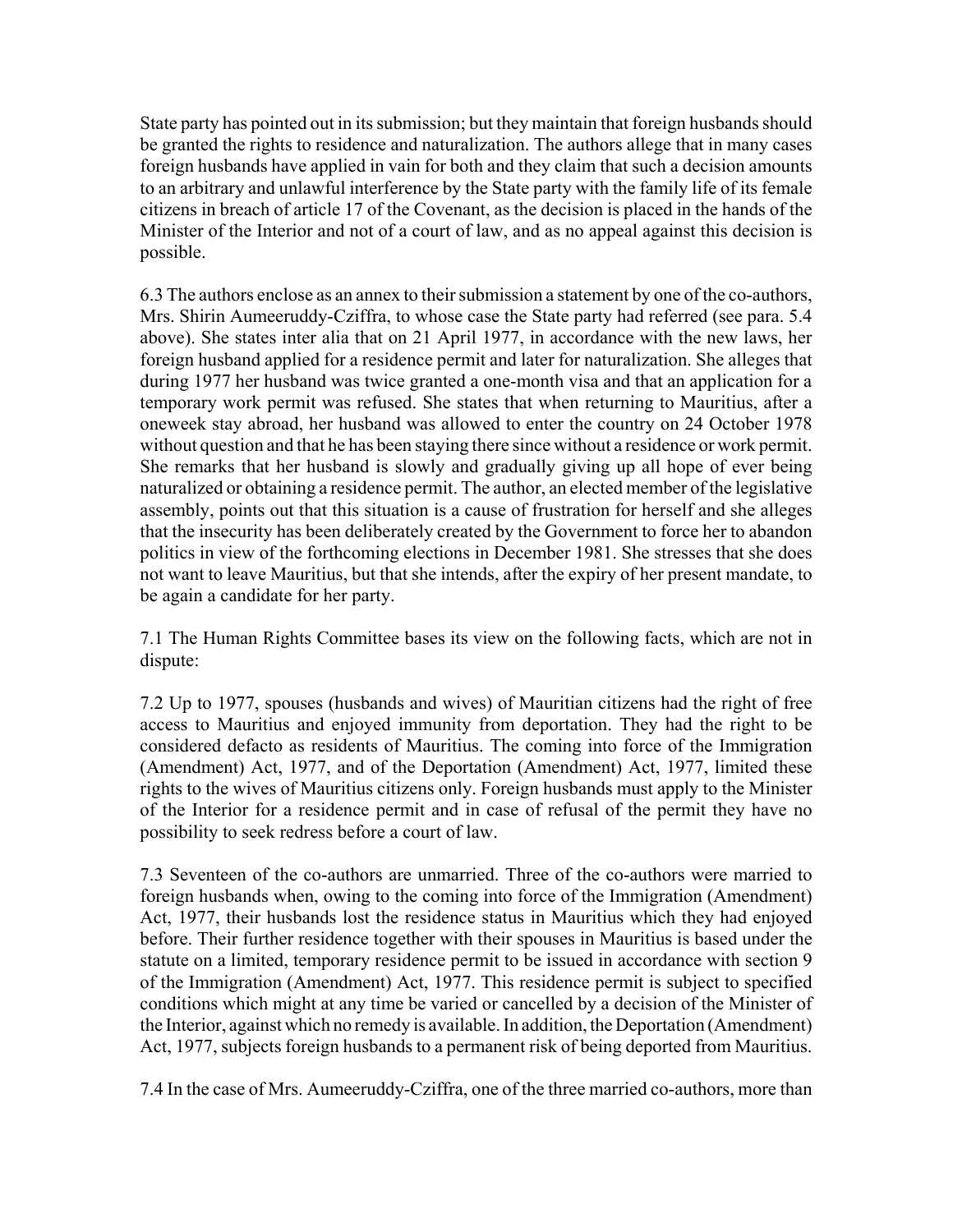State party has pointed out in its submission; but they maintain that foreign husbands should be granted the rights to residence and naturalization. The authors allege that in many cases foreign husbands have applied in vain for both and they claim that such a decision amounts to an arbitrary and unlawful interference by the State party with the family life of its female citizens in breach of article 17 of the Covenant, as the decision is placed in the hands of the Minister of the Interior and not of a court of law, and as no appeal against this decision is possible.

6.3 The authors enclose as an annex to their submission a statement by one of the co-authors, Mrs. Shirin Aumeeruddy-Cziffra, to whose case the State party had referred (see para. 5.4 above). She states inter alia that on 21 April 1977, in accordance with the new laws, her foreign husband applied for a residence permit and later for naturalization. She alleges that during 1977 her husband was twice granted a one-month visa and that an application for a temporary work permit was refused. She states that when returning to Mauritius, after a oneweek stay abroad, her husband was allowed to enter the country on 24 October 1978 without question and that he has been staying there since without a residence or work permit. She remarks that her husband is slowly and gradually giving up all hope of ever being naturalized or obtaining a residence permit. The author, an elected member of the legislative assembly, points out that this situation is a cause of frustration for herself and she alleges that the insecurity has been deliberately created by the Government to force her to abandon politics in view of the forthcoming elections in December 1981. She stresses that she does not want to leave Mauritius, but that she intends, after the expiry of her present mandate, to be again a candidate for her party.

7.1 The Human Rights Committee bases its view on the following facts, which are not in dispute:

7.2 Up to 1977, spouses (husbands and wives) of Mauritian citizens had the right of free access to Mauritius and enjoyed immunity from deportation. They had the right to be considered defacto as residents of Mauritius. The coming into force of the Immigration (Amendment) Act, 1977, and of the Deportation (Amendment) Act, 1977, limited these rights to the wives of Mauritius citizens only. Foreign husbands must apply to the Minister of the Interior for a residence permit and in case of refusal of the permit they have no possibility to seek redress before a court of law.

7.3 Seventeen of the co-authors are unmarried. Three of the co-authors were married to foreign husbands when, owing to the coming into force of the Immigration (Amendment) Act, 1977, their husbands lost the residence status in Mauritius which they had enjoyed before. Their further residence together with their spouses in Mauritius is based under the statute on a limited, temporary residence permit to be issued in accordance with section 9 of the Immigration (Amendment) Act, 1977. This residence permit is subject to specified conditions which might at any time be varied or cancelled by a decision of the Minister of the Interior, against which no remedy is available. In addition, the Deportation (Amendment) Act, 1977, subjects foreign husbands to a permanent risk of being deported from Mauritius.

7.4 In the case of Mrs. Aumeeruddy-Cziffra, one of the three married co-authors, more than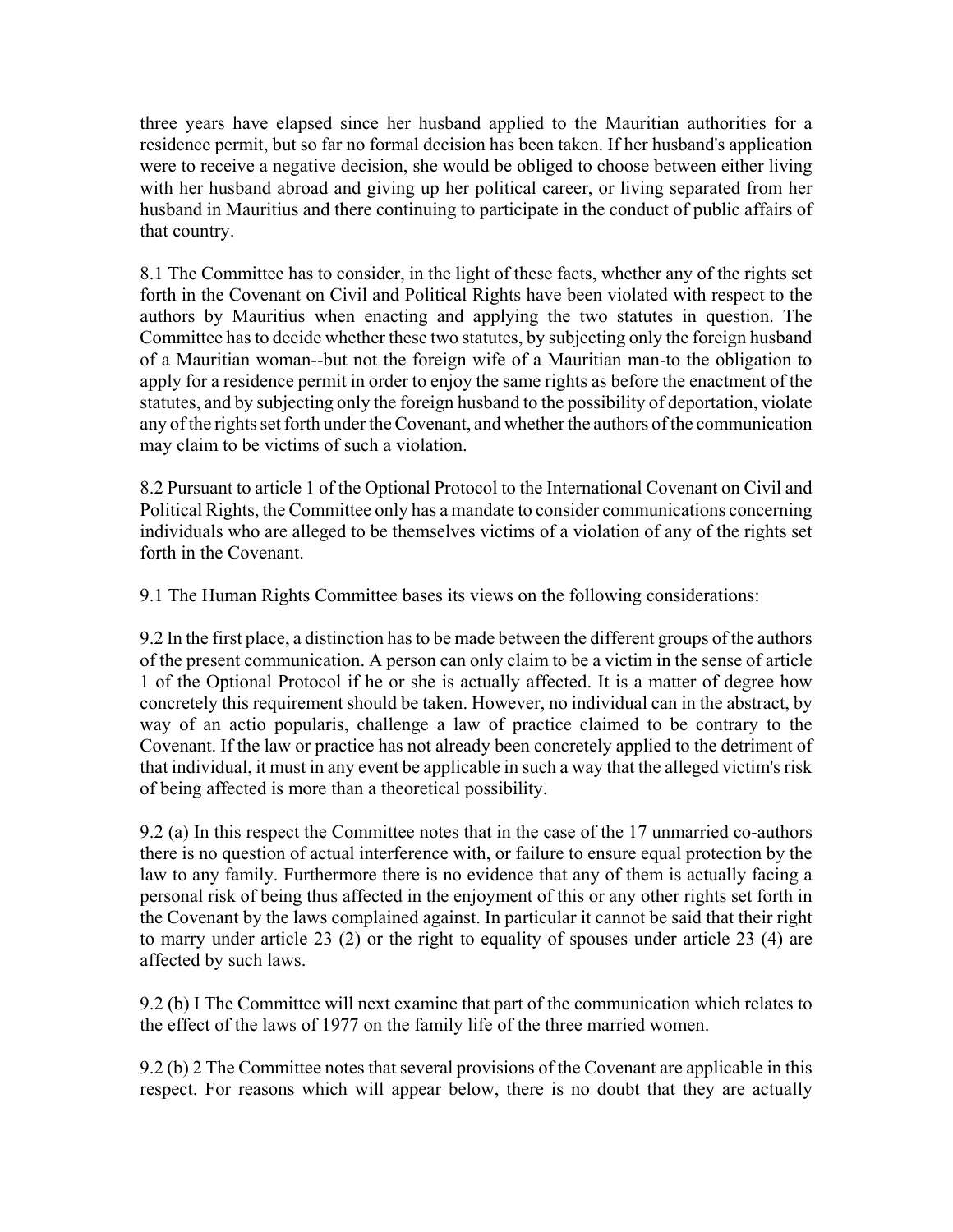three years have elapsed since her husband applied to the Mauritian authorities for a residence permit, but so far no formal decision has been taken. If her husband's application were to receive a negative decision, she would be obliged to choose between either living with her husband abroad and giving up her political career, or living separated from her husband in Mauritius and there continuing to participate in the conduct of public affairs of that country.

8.1 The Committee has to consider, in the light of these facts, whether any of the rights set forth in the Covenant on Civil and Political Rights have been violated with respect to the authors by Mauritius when enacting and applying the two statutes in question. The Committee has to decide whether these two statutes, by subjecting only the foreign husband of a Mauritian woman--but not the foreign wife of a Mauritian man-to the obligation to apply for a residence permit in order to enjoy the same rights as before the enactment of the statutes, and by subjecting only the foreign husband to the possibility of deportation, violate any of the rights set forth under the Covenant, and whether the authors of the communication may claim to be victims of such a violation.

8.2 Pursuant to article 1 of the Optional Protocol to the International Covenant on Civil and Political Rights, the Committee only has a mandate to consider communications concerning individuals who are alleged to be themselves victims of a violation of any of the rights set forth in the Covenant.

9.1 The Human Rights Committee bases its views on the following considerations:

9.2 In the first place, a distinction has to be made between the different groups of the authors of the present communication. A person can only claim to be a victim in the sense of article 1 of the Optional Protocol if he or she is actually affected. It is a matter of degree how concretely this requirement should be taken. However, no individual can in the abstract, by way of an actio popularis, challenge a law of practice claimed to be contrary to the Covenant. If the law or practice has not already been concretely applied to the detriment of that individual, it must in any event be applicable in such a way that the alleged victim's risk of being affected is more than a theoretical possibility.

9.2 (a) In this respect the Committee notes that in the case of the 17 unmarried co-authors there is no question of actual interference with, or failure to ensure equal protection by the law to any family. Furthermore there is no evidence that any of them is actually facing a personal risk of being thus affected in the enjoyment of this or any other rights set forth in the Covenant by the laws complained against. In particular it cannot be said that their right to marry under article 23 (2) or the right to equality of spouses under article 23 (4) are affected by such laws.

9.2 (b) I The Committee will next examine that part of the communication which relates to the effect of the laws of 1977 on the family life of the three married women.

9.2 (b) 2 The Committee notes that several provisions of the Covenant are applicable in this respect. For reasons which will appear below, there is no doubt that they are actually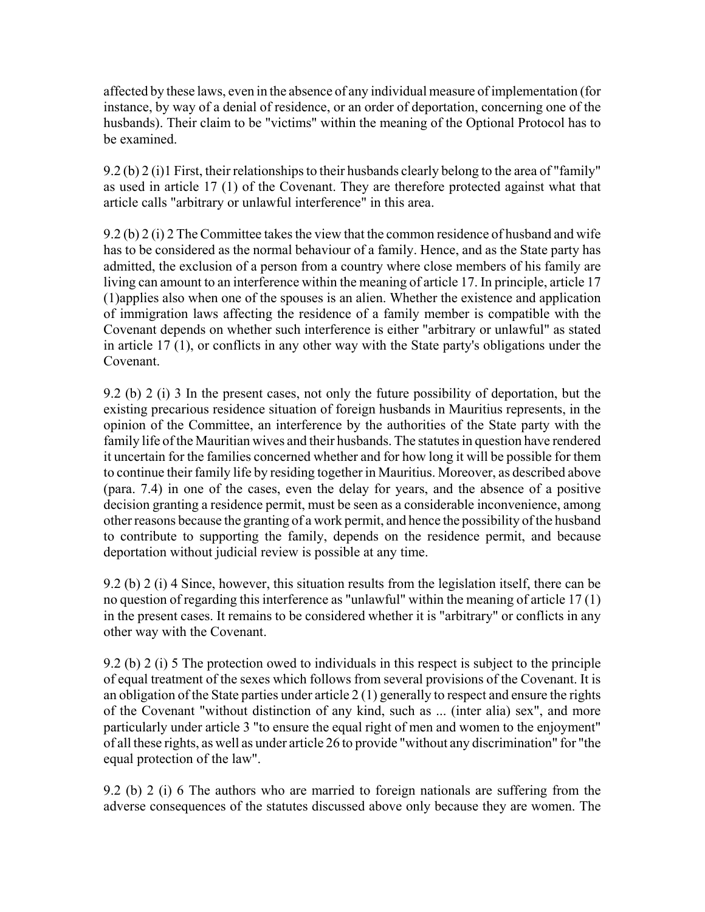affected by these laws, even in the absence of any individual measure of implementation (for instance, by way of a denial of residence, or an order of deportation, concerning one of the husbands). Their claim to be "victims" within the meaning of the Optional Protocol has to be examined.

9.2 (b) 2 (i)1 First, their relationships to their husbands clearly belong to the area of "family" as used in article 17 (1) of the Covenant. They are therefore protected against what that article calls "arbitrary or unlawful interference" in this area.

9.2 (b) 2 (i) 2 The Committee takes the view that the common residence of husband and wife has to be considered as the normal behaviour of a family. Hence, and as the State party has admitted, the exclusion of a person from a country where close members of his family are living can amount to an interference within the meaning of article 17. In principle, article 17 (1)applies also when one of the spouses is an alien. Whether the existence and application of immigration laws affecting the residence of a family member is compatible with the Covenant depends on whether such interference is either "arbitrary or unlawful" as stated in article 17 (1), or conflicts in any other way with the State party's obligations under the Covenant.

9.2 (b) 2 (i) 3 In the present cases, not only the future possibility of deportation, but the existing precarious residence situation of foreign husbands in Mauritius represents, in the opinion of the Committee, an interference by the authorities of the State party with the family life of the Mauritian wives and their husbands. The statutes in question have rendered it uncertain for the families concerned whether and for how long it will be possible for them to continue their family life by residing together in Mauritius. Moreover, as described above (para. 7.4) in one of the cases, even the delay for years, and the absence of a positive decision granting a residence permit, must be seen as a considerable inconvenience, among other reasons because the granting of a work permit, and hence the possibility of the husband to contribute to supporting the family, depends on the residence permit, and because deportation without judicial review is possible at any time.

9.2 (b) 2 (i) 4 Since, however, this situation results from the legislation itself, there can be no question of regarding this interference as "unlawful" within the meaning of article 17 (1) in the present cases. It remains to be considered whether it is "arbitrary" or conflicts in any other way with the Covenant.

9.2 (b) 2 (i) 5 The protection owed to individuals in this respect is subject to the principle of equal treatment of the sexes which follows from several provisions of the Covenant. It is an obligation of the State parties under article 2 (1) generally to respect and ensure the rights of the Covenant "without distinction of any kind, such as ... (inter alia) sex", and more particularly under article 3 "to ensure the equal right of men and women to the enjoyment" of all these rights, as well as under article 26 to provide "without any discrimination" for "the equal protection of the law".

9.2 (b) 2 (i) 6 The authors who are married to foreign nationals are suffering from the adverse consequences of the statutes discussed above only because they are women. The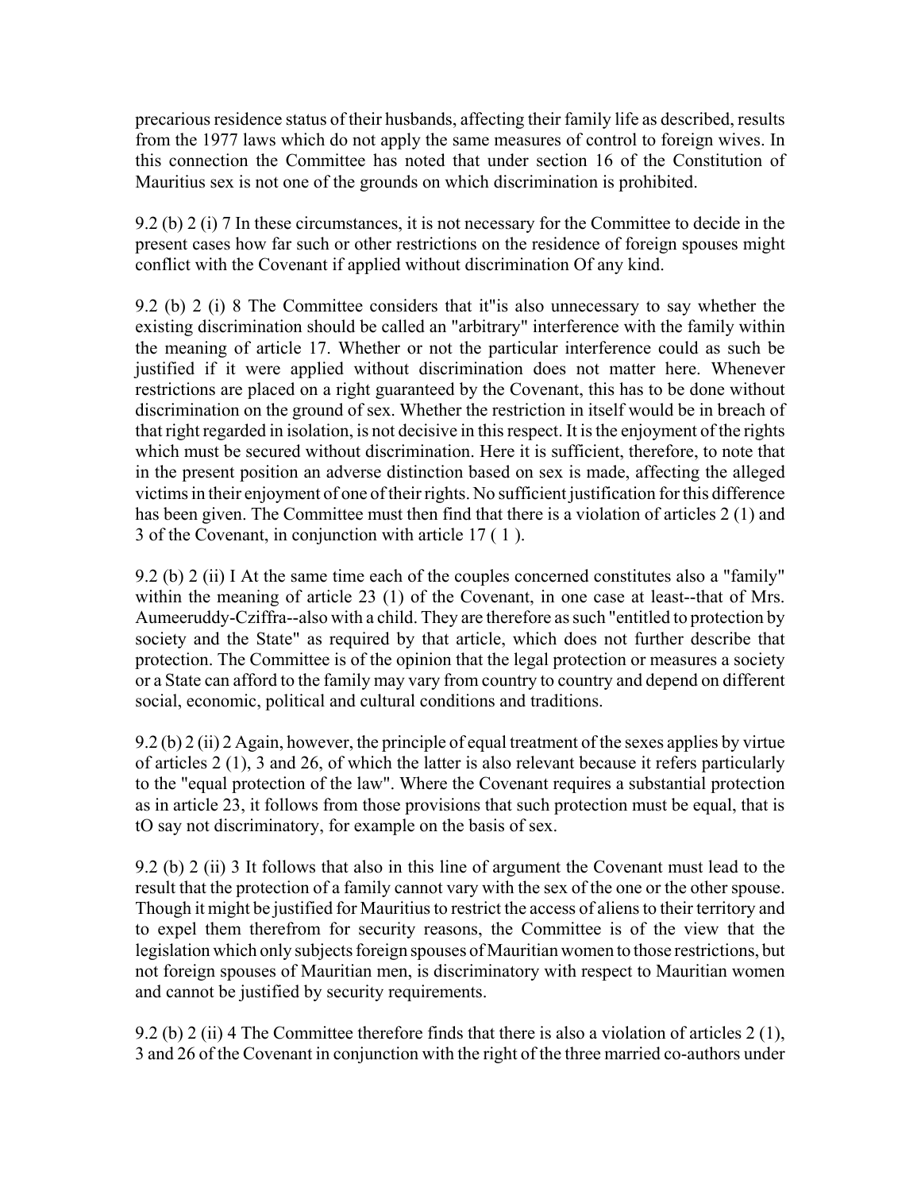precarious residence status of their husbands, affecting their family life as described, results from the 1977 laws which do not apply the same measures of control to foreign wives. In this connection the Committee has noted that under section 16 of the Constitution of Mauritius sex is not one of the grounds on which discrimination is prohibited.

9.2 (b) 2 (i) 7 In these circumstances, it is not necessary for the Committee to decide in the present cases how far such or other restrictions on the residence of foreign spouses might conflict with the Covenant if applied without discrimination Of any kind.

9.2 (b) 2 (i) 8 The Committee considers that it"is also unnecessary to say whether the existing discrimination should be called an "arbitrary" interference with the family within the meaning of article 17. Whether or not the particular interference could as such be justified if it were applied without discrimination does not matter here. Whenever restrictions are placed on a right guaranteed by the Covenant, this has to be done without discrimination on the ground of sex. Whether the restriction in itself would be in breach of that right regarded in isolation, is not decisive in this respect. It is the enjoyment of the rights which must be secured without discrimination. Here it is sufficient, therefore, to note that in the present position an adverse distinction based on sex is made, affecting the alleged victims in their enjoyment of one of their rights. No sufficient justification for this difference has been given. The Committee must then find that there is a violation of articles 2 (1) and 3 of the Covenant, in conjunction with article 17 ( 1 ).

9.2 (b) 2 (ii) I At the same time each of the couples concerned constitutes also a "family" within the meaning of article 23 (1) of the Covenant, in one case at least--that of Mrs. Aumeeruddy-Cziffra--also with a child. They are therefore as such "entitled to protection by society and the State" as required by that article, which does not further describe that protection. The Committee is of the opinion that the legal protection or measures a society or a State can afford to the family may vary from country to country and depend on different social, economic, political and cultural conditions and traditions.

9.2 (b) 2 (ii) 2 Again, however, the principle of equal treatment of the sexes applies by virtue of articles 2 (1), 3 and 26, of which the latter is also relevant because it refers particularly to the "equal protection of the law". Where the Covenant requires a substantial protection as in article 23, it follows from those provisions that such protection must be equal, that is tO say not discriminatory, for example on the basis of sex.

9.2 (b) 2 (ii) 3 It follows that also in this line of argument the Covenant must lead to the result that the protection of a family cannot vary with the sex of the one or the other spouse. Though it might be justified for Mauritius to restrict the access of aliens to their territory and to expel them therefrom for security reasons, the Committee is of the view that the legislation which only subjects foreign spouses of Mauritian women to those restrictions, but not foreign spouses of Mauritian men, is discriminatory with respect to Mauritian women and cannot be justified by security requirements.

9.2 (b) 2 (ii) 4 The Committee therefore finds that there is also a violation of articles 2 (1), 3 and 26 of the Covenant in conjunction with the right of the three married co-authors under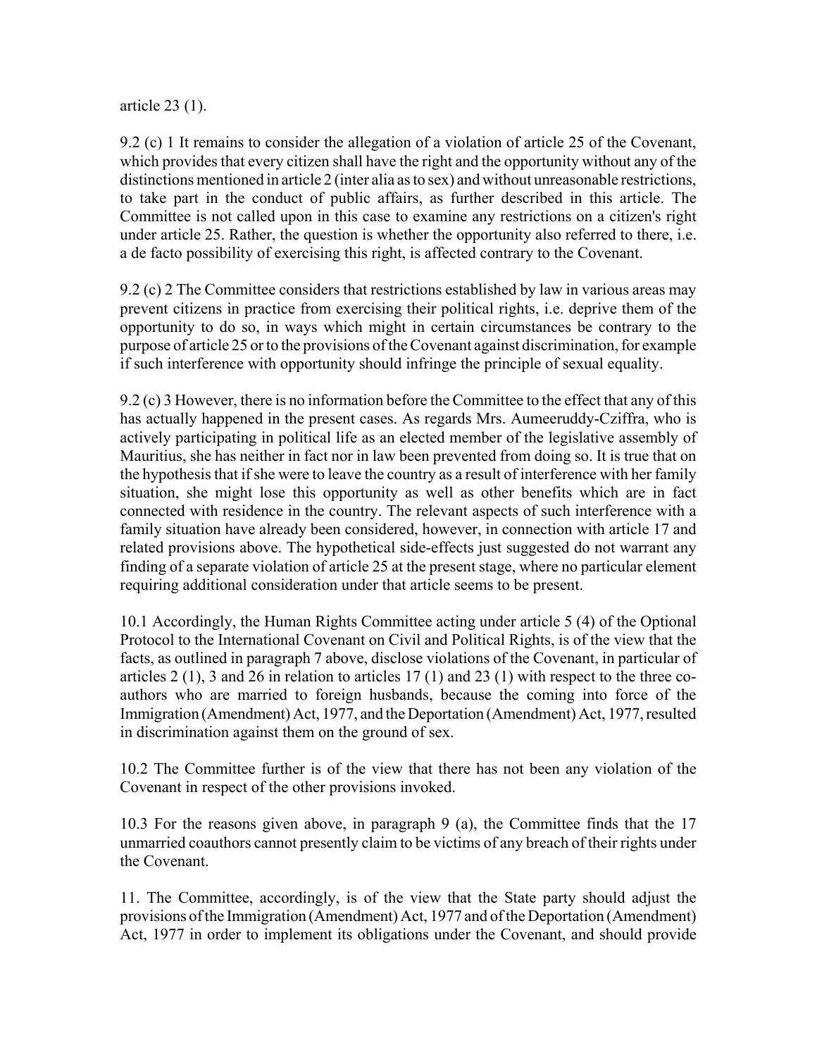article 23 (1).

9.2 (c) 1 It remains to consider the allegation of a violation of article 25 of the Covenant, which provides that every citizen shall have the right and the opportunity without any of the distinctions mentioned in article 2 (inter alia as to sex) and without unreasonable restrictions, to take part in the conduct of public affairs, as further described in this article. The Committee is not called upon in this case to examine any restrictions on a citizen's right under article 25. Rather, the question is whether the opportunity also referred to there, i.e. a de facto possibility of exercising this right, is affected contrary to the Covenant.

9.2 (c) 2 The Committee considers that restrictions established by law in various areas may prevent citizens in practice from exercising their political rights, i.e. deprive them of the opportunity to do so, in ways which might in certain circumstances be contrary to the purpose of article 25 or to the provisions of the Covenant against discrimination, for example if such interference with opportunity should infringe the principle of sexual equality.

9.2 (c) 3 However, there is no information before the Committee to the effect that any of this has actually happened in the present cases. As regards Mrs. Aumeeruddy-Cziffra, who is actively participating in political life as an elected member of the legislative assembly of Mauritius, she has neither in fact nor in law been prevented from doing so. It is true that on the hypothesis that if she were to leave the country as a result of interference with her family situation, she might lose this opportunity as well as other benefits which are in fact connected with residence in the country. The relevant aspects of such interference with a family situation have already been considered, however, in connection with article 17 and related provisions above. The hypothetical side-effects just suggested do not warrant any finding of a separate violation of article 25 at the present stage, where no particular element requiring additional consideration under that article seems to be present.

10.1 Accordingly, the Human Rights Committee acting under article 5 (4) of the Optional Protocol to the International Covenant on Civil and Political Rights, is of the view that the facts, as outlined in paragraph 7 above, disclose violations of the Covenant, in particular of articles 2 (1), 3 and 26 in relation to articles 17 (1) and 23 (1) with respect to the three co-authors who are married to foreign husbands, because the coming into force of the Immigration (Amendment) Act, 1977, and the Deportation (Amendment) Act, 1977, resulted in discrimination against them on the ground of sex.

10.2 The Committee further is of the view that there has not been any violation of the Covenant in respect of the other provisions invoked.

10.3 For the reasons given above, in paragraph 9 (a), the Committee finds that the 17 unmarried coauthors cannot presently claim to be victims of any breach of their rights under the Covenant.

11. The Committee, accordingly, is of the view that the State party should adjust the provisions of the Immigration (Amendment) Act, 1977 and of the Deportation (Amendment) Act, 1977 in order to implement its obligations under the Covenant, and should provide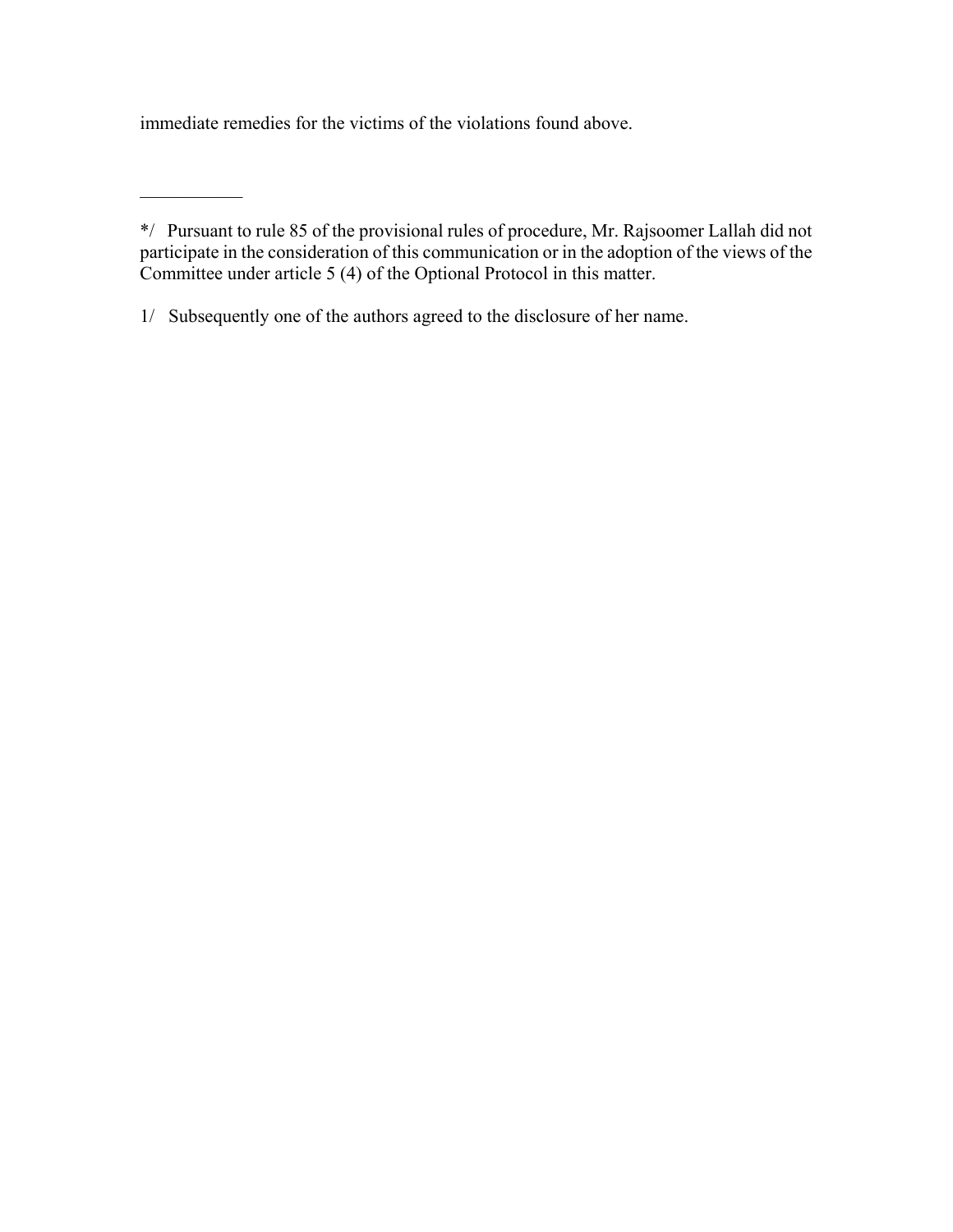immediate remedies for the victims of the violations found above.

___________

*/ Pursuant to rule 85 of the provisional rules of procedure, Mr. Rajsoomer Lallah did not participate in the consideration of this communication or in the adoption of the views of the Committee under article 5 (4) of the Optional Protocol in this matter.

1/ Subsequently one of the authors agreed to the disclosure of her name.